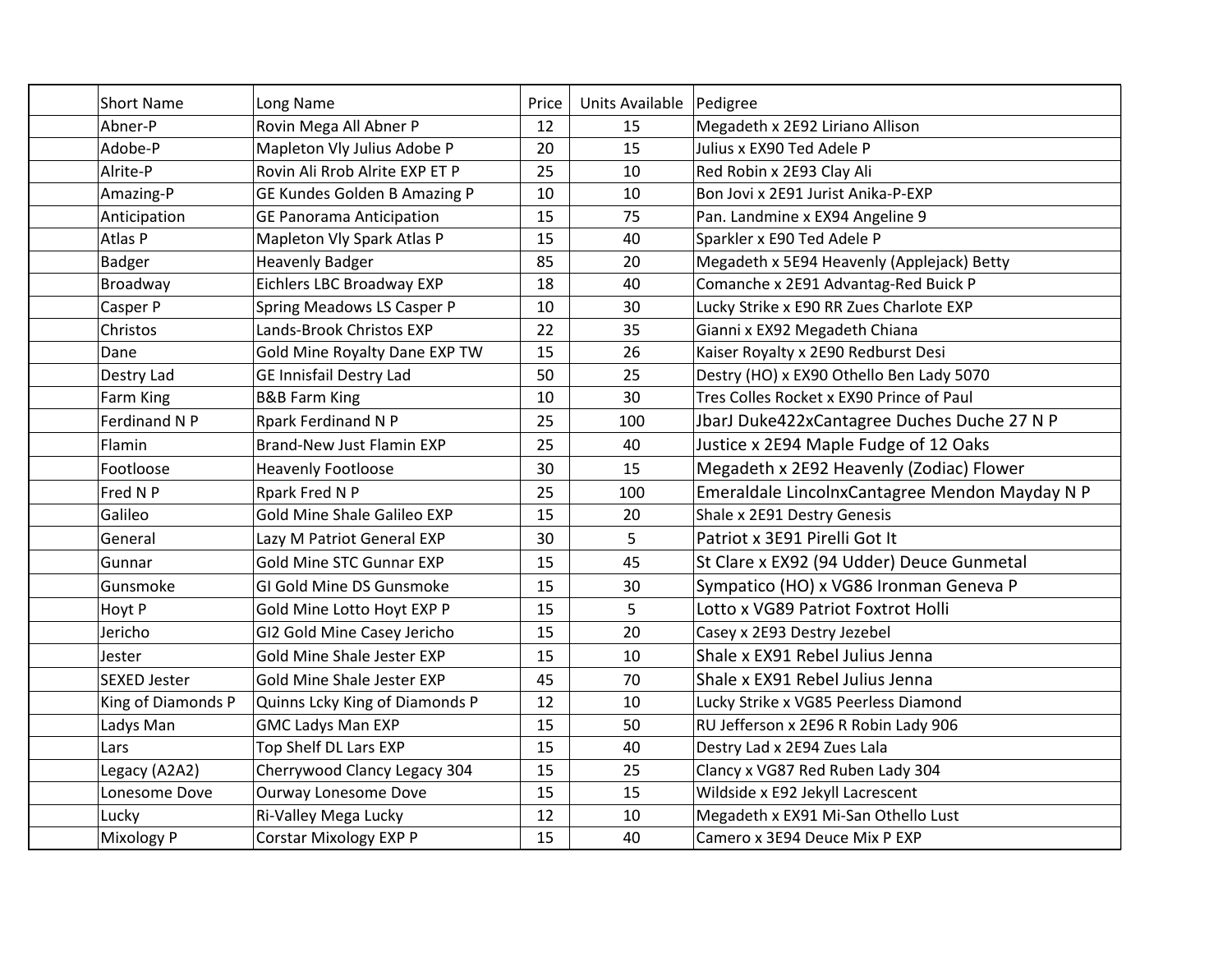| Short Name | Long Name | Price | Units Available | Pedigree |
|---|---|---|---|---|
| Abner-P | Rovin Mega All Abner P | 12 | 15 | Megadeth x 2E92 Liriano Allison |
| Adobe-P | Mapleton Vly Julius Adobe P | 20 | 15 | Julius x EX90 Ted Adele P |
| Alrite-P | Rovin Ali Rrob Alrite EXP ET P | 25 | 10 | Red Robin x 2E93 Clay Ali |
| Amazing-P | GE Kundes Golden B Amazing P | 10 | 10 | Bon Jovi x 2E91 Jurist Anika-P-EXP |
| Anticipation | GE Panorama Anticipation | 15 | 75 | Pan. Landmine x EX94 Angeline 9 |
| Atlas P | Mapleton Vly Spark Atlas P | 15 | 40 | Sparkler x E90 Ted Adele P |
| Badger | Heavenly Badger | 85 | 20 | Megadeth x 5E94 Heavenly (Applejack) Betty |
| Broadway | Eichlers LBC Broadway EXP | 18 | 40 | Comanche x 2E91 Advantag-Red Buick P |
| Casper P | Spring Meadows LS Casper P | 10 | 30 | Lucky Strike x E90 RR Zues Charlote EXP |
| Christos | Lands-Brook Christos EXP | 22 | 35 | Gianni x EX92 Megadeth Chiana |
| Dane | Gold Mine Royalty Dane EXP TW | 15 | 26 | Kaiser Royalty x 2E90 Redburst Desi |
| Destry Lad | GE Innisfail Destry Lad | 50 | 25 | Destry (HO) x EX90 Othello Ben Lady 5070 |
| Farm King | B&B Farm King | 10 | 30 | Tres Colles Rocket x EX90 Prince of Paul |
| Ferdinand N P | Rpark Ferdinand N P | 25 | 100 | JbarJ Duke422xCantagree Duches Duche 27 N P |
| Flamin | Brand-New Just Flamin EXP | 25 | 40 | Justice x 2E94 Maple Fudge of 12 Oaks |
| Footloose | Heavenly Footloose | 30 | 15 | Megadeth x 2E92 Heavenly (Zodiac) Flower |
| Fred N P | Rpark Fred N P | 25 | 100 | Emeraldale LincolnxCantagree Mendon Mayday N P |
| Galileo | Gold Mine Shale Galileo EXP | 15 | 20 | Shale x 2E91 Destry Genesis |
| General | Lazy M Patriot General EXP | 30 | 5 | Patriot x 3E91 Pirelli Got It |
| Gunnar | Gold Mine STC Gunnar EXP | 15 | 45 | St Clare x EX92 (94 Udder) Deuce Gunmetal |
| Gunsmoke | GI Gold Mine DS Gunsmoke | 15 | 30 | Sympatico (HO) x VG86 Ironman Geneva P |
| Hoyt P | Gold Mine Lotto Hoyt EXP P | 15 | 5 | Lotto x VG89 Patriot Foxtrot Holli |
| Jericho | GI2 Gold Mine Casey Jericho | 15 | 20 | Casey x 2E93 Destry Jezebel |
| Jester | Gold Mine Shale Jester EXP | 15 | 10 | Shale x EX91 Rebel Julius Jenna |
| SEXED Jester | Gold Mine Shale Jester EXP | 45 | 70 | Shale x EX91 Rebel Julius Jenna |
| King of Diamonds P | Quinns Lcky King of Diamonds P | 12 | 10 | Lucky Strike x VG85 Peerless Diamond |
| Ladys Man | GMC Ladys Man EXP | 15 | 50 | RU Jefferson x 2E96 R Robin Lady 906 |
| Lars | Top Shelf DL Lars EXP | 15 | 40 | Destry Lad x 2E94 Zues Lala |
| Legacy (A2A2) | Cherrywood Clancy Legacy 304 | 15 | 25 | Clancy x VG87 Red Ruben Lady 304 |
| Lonesome Dove | Ourway Lonesome Dove | 15 | 15 | Wildside x E92 Jekyll Lacrescent |
| Lucky | Ri-Valley Mega Lucky | 12 | 10 | Megadeth x EX91 Mi-San Othello Lust |
| Mixology P | Corstar Mixology EXP P | 15 | 40 | Camero x 3E94 Deuce Mix P EXP |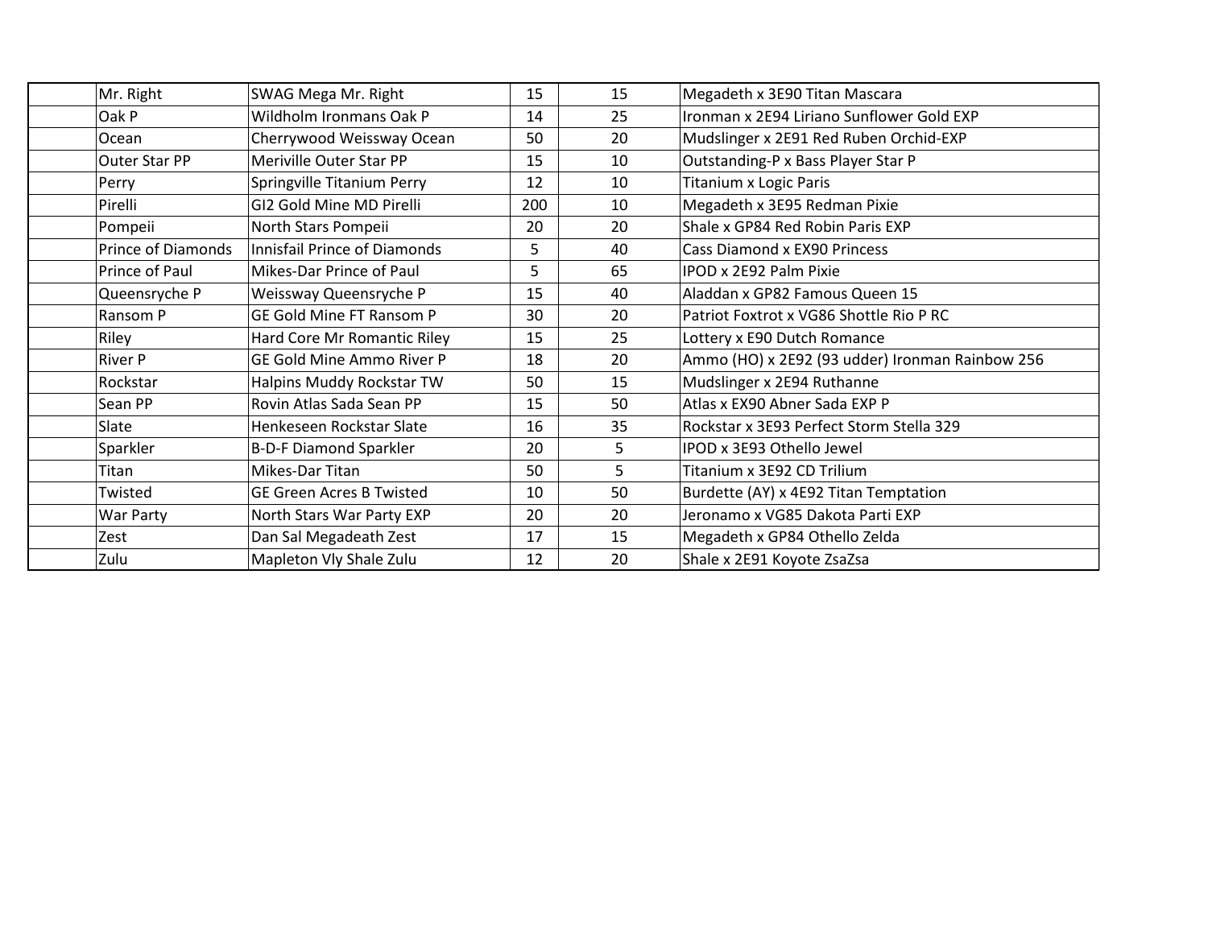| | | | | | |
|---|---|---|---|---|---|
| | Mr. Right | SWAG Mega Mr. Right | 15 | 15 | Megadeth x 3E90 Titan Mascara |
| | Oak P | Wildholm Ironmans Oak P | 14 | 25 | Ironman x 2E94 Liriano Sunflower Gold EXP |
| | Ocean | Cherrywood Weissway Ocean | 50 | 20 | Mudslinger x 2E91 Red Ruben Orchid-EXP |
| | Outer Star PP | Meriville Outer Star PP | 15 | 10 | Outstanding-P x Bass Player Star P |
| | Perry | Springville Titanium Perry | 12 | 10 | Titanium x Logic Paris |
| | Pirelli | GI2 Gold Mine MD Pirelli | 200 | 10 | Megadeth x 3E95 Redman Pixie |
| | Pompeii | North Stars Pompeii | 20 | 20 | Shale x GP84 Red Robin Paris EXP |
| | Prince of Diamonds | Innisfail Prince of Diamonds | 5 | 40 | Cass Diamond x EX90 Princess |
| | Prince of Paul | Mikes-Dar Prince of Paul | 5 | 65 | IPOD x 2E92 Palm Pixie |
| | Queensryche P | Weissway Queensryche P | 15 | 40 | Aladdan x GP82 Famous Queen 15 |
| | Ransom P | GE Gold Mine FT Ransom P | 30 | 20 | Patriot Foxtrot x VG86 Shottle Rio P RC |
| | Riley | Hard Core Mr Romantic Riley | 15 | 25 | Lottery x E90 Dutch Romance |
| | River P | GE Gold Mine Ammo River P | 18 | 20 | Ammo (HO) x 2E92 (93 udder) Ironman Rainbow 256 |
| | Rockstar | Halpins Muddy Rockstar TW | 50 | 15 | Mudslinger x 2E94 Ruthanne |
| | Sean PP | Rovin Atlas Sada Sean PP | 15 | 50 | Atlas x EX90 Abner Sada EXP P |
| | Slate | Henkeseen Rockstar Slate | 16 | 35 | Rockstar x 3E93 Perfect Storm Stella 329 |
| | Sparkler | B-D-F Diamond Sparkler | 20 | 5 | IPOD x 3E93 Othello Jewel |
| | Titan | Mikes-Dar Titan | 50 | 5 | Titanium x 3E92 CD Trilium |
| | Twisted | GE Green Acres B Twisted | 10 | 50 | Burdette (AY) x 4E92 Titan Temptation |
| | War Party | North Stars War Party EXP | 20 | 20 | Jeronamo x VG85 Dakota Parti EXP |
| | Zest | Dan Sal Megadeath Zest | 17 | 15 | Megadeth x GP84 Othello Zelda |
| | Zulu | Mapleton Vly Shale Zulu | 12 | 20 | Shale x 2E91 Koyote ZsaZsa |